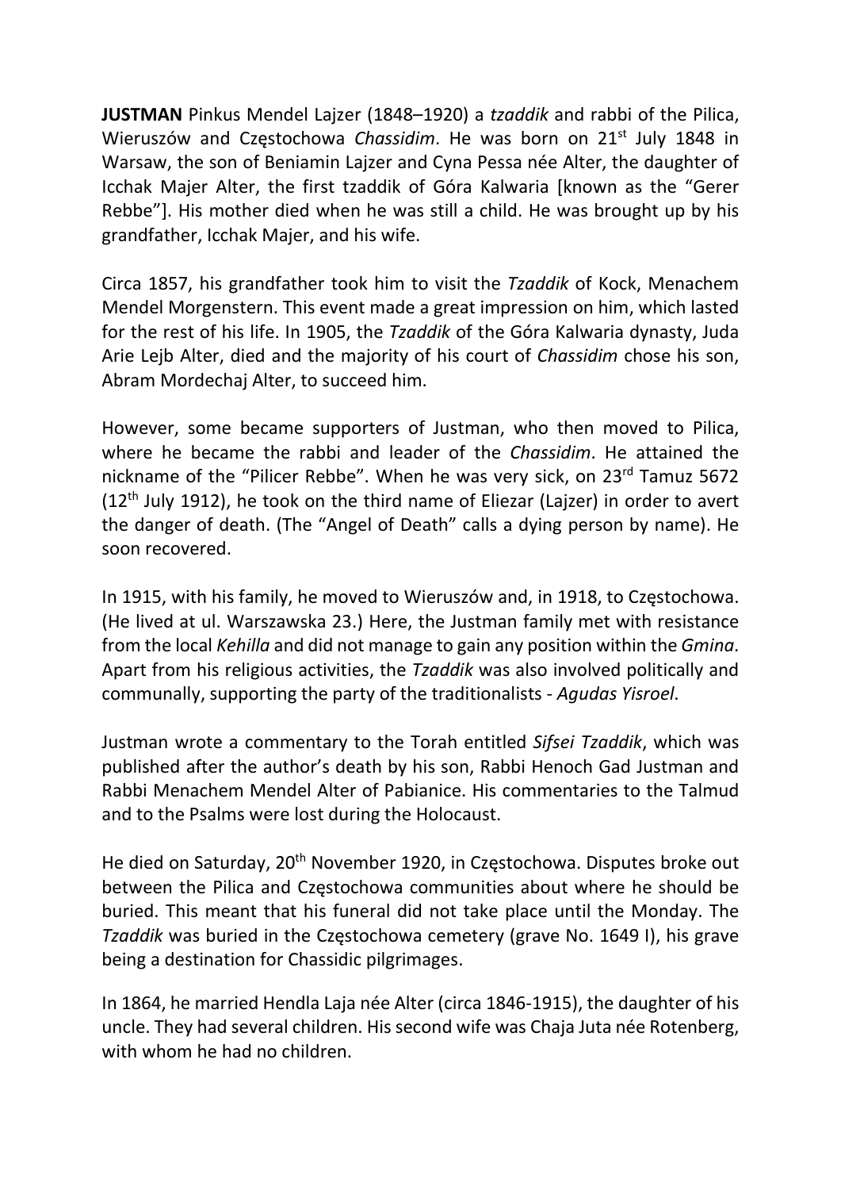**JUSTMAN** Pinkus Mendel Lajzer (1848–1920) a *tzaddik* and rabbi of the Pilica, Wieruszów and Częstochowa *Chassidim*. He was born on 21st July 1848 in Warsaw, the son of Beniamin Lajzer and Cyna Pessa née Alter, the daughter of Icchak Majer Alter, the first tzaddik of Góra Kalwaria [known as the "Gerer Rebbe"]. His mother died when he was still a child. He was brought up by his grandfather, Icchak Majer, and his wife.

Circa 1857, his grandfather took him to visit the *Tzaddik* of Kock, Menachem Mendel Morgenstern. This event made a great impression on him, which lasted for the rest of his life. In 1905, the *Tzaddik* of the Góra Kalwaria dynasty, Juda Arie Lejb Alter, died and the majority of his court of *Chassidim* chose his son, Abram Mordechaj Alter, to succeed him.

However, some became supporters of Justman, who then moved to Pilica, where he became the rabbi and leader of the *Chassidim*. He attained the nickname of the "Pilicer Rebbe". When he was very sick, on 23rd Tamuz 5672 (12th July 1912), he took on the third name of Eliezar (Lajzer) in order to avert the danger of death. (The "Angel of Death" calls a dying person by name). He soon recovered.

In 1915, with his family, he moved to Wieruszów and, in 1918, to Częstochowa. (He lived at ul. Warszawska 23.) Here, the Justman family met with resistance from the local *Kehilla* and did not manage to gain any position within the *Gmina*. Apart from his religious activities, the *Tzaddik* was also involved politically and communally, supporting the party of the traditionalists - *Agudas Yisroel*.

Justman wrote a commentary to the Torah entitled *Sifsei Tzaddik*, which was published after the author's death by his son, Rabbi Henoch Gad Justman and Rabbi Menachem Mendel Alter of Pabianice. His commentaries to the Talmud and to the Psalms were lost during the Holocaust.

He died on Saturday, 20th November 1920, in Częstochowa. Disputes broke out between the Pilica and Częstochowa communities about where he should be buried. This meant that his funeral did not take place until the Monday. The *Tzaddik* was buried in the Częstochowa cemetery (grave No. 1649 I), his grave being a destination for Chassidic pilgrimages.

In 1864, he married Hendla Laja née Alter (circa 1846-1915), the daughter of his uncle. They had several children. His second wife was Chaja Juta née Rotenberg, with whom he had no children.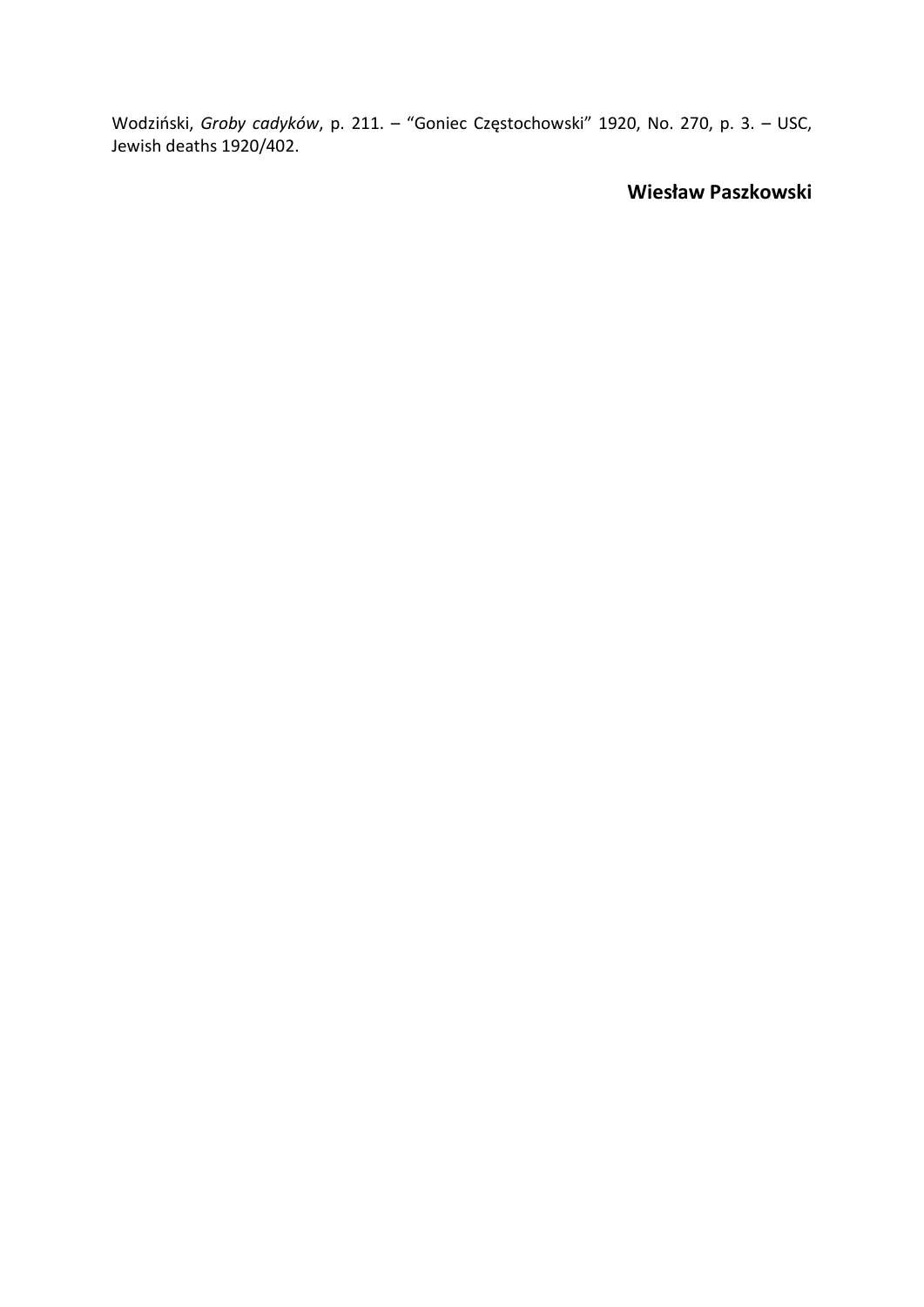Wodziński, *Groby cadyków*, p. 211. – "Goniec Częstochowski" 1920, No. 270, p. 3. – USC, Jewish deaths 1920/402.

**Wiesław Paszkowski**